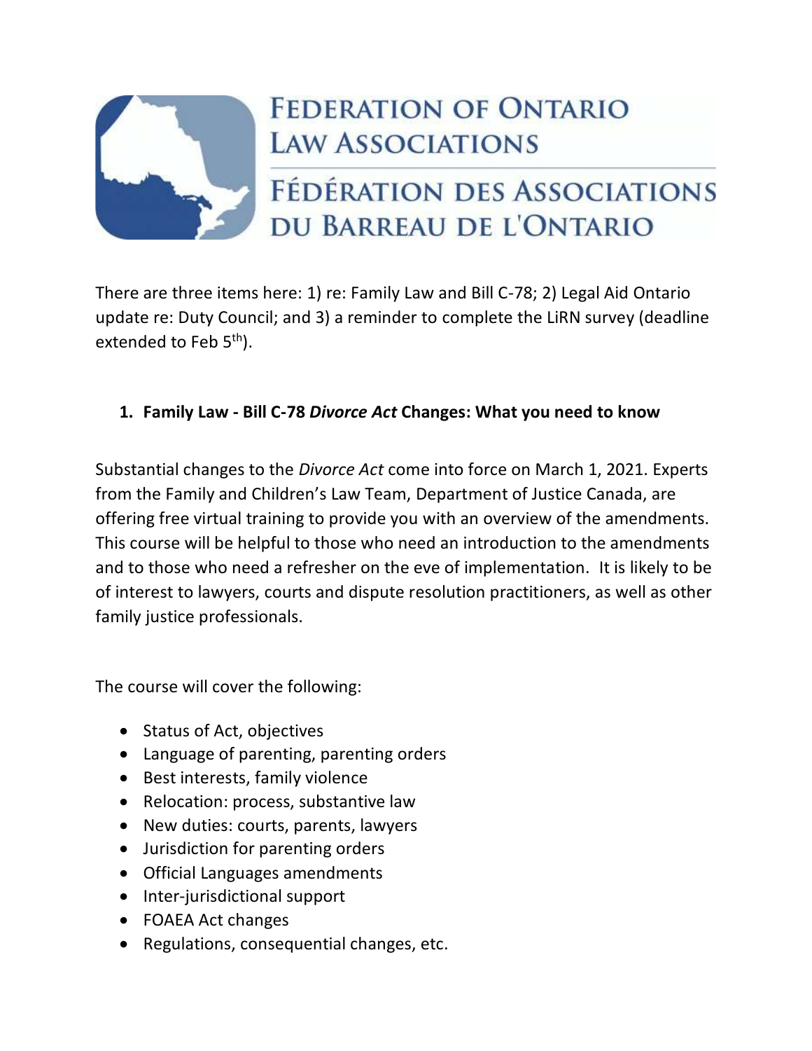# FEDERATION OF ONTARIO LAW ASSOCIATIONS

# FÉDÉRATION DES ASSOCIATIONS DU BARREAU DE L'ONTARIO

There are three items here: 1) re: Family Law and Bill C-78; 2) Legal Aid Ontario update re: Duty Council; and 3) a reminder to complete the LiRN survey (deadline extended to Feb 5th).

## 1. Family Law - Bill C-78 *Divorce Act* Changes: What you need to know

Substantial changes to the *Divorce Act* come into force on March 1, 2021. Experts from the Family and Children's Law Team, Department of Justice Canada, are offering free virtual training to provide you with an overview of the amendments. This course will be helpful to those who need an introduction to the amendments and to those who need a refresher on the eve of implementation. It is likely to be of interest to lawyers, courts and dispute resolution practitioners, as well as other family justice professionals.

The course will cover the following:

- Status of Act, objectives
- Language of parenting, parenting orders
- Best interests, family violence
- Relocation: process, substantive law
- New duties: courts, parents, lawyers
- Jurisdiction for parenting orders
- Official Languages amendments
- Inter-jurisdictional support
- FOAEA Act changes
- Regulations, consequential changes, etc.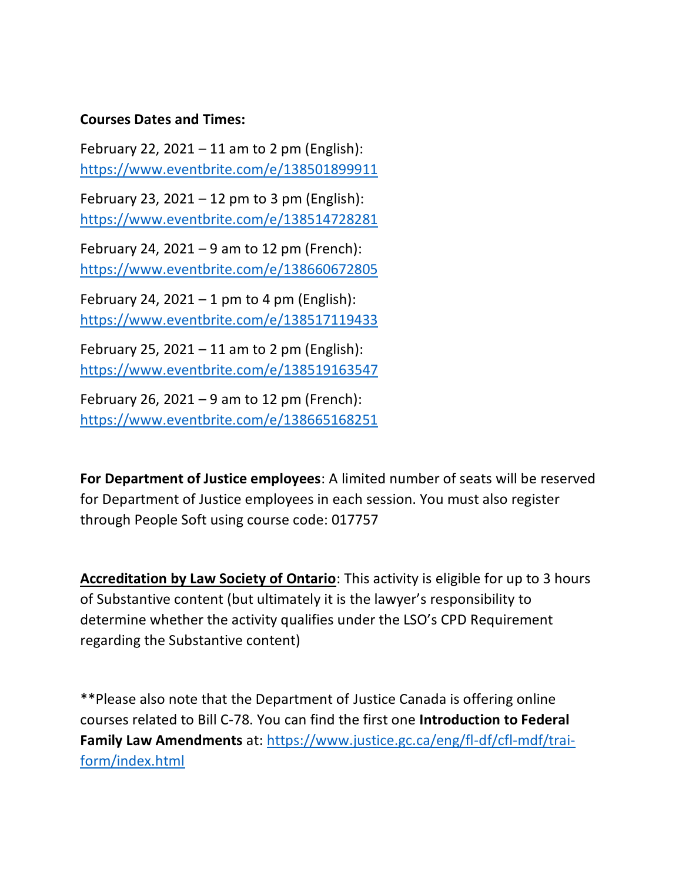**Courses Dates and Times:**

February 22, 2021 – 11 am to 2 pm (English): https://www.eventbrite.com/e/138501899911

February 23, 2021 – 12 pm to 3 pm (English): https://www.eventbrite.com/e/138514728281

February 24, 2021 – 9 am to 12 pm (French): https://www.eventbrite.com/e/138660672805

February 24, 2021 – 1 pm to 4 pm (English): https://www.eventbrite.com/e/138517119433

February 25, 2021 – 11 am to 2 pm (English): https://www.eventbrite.com/e/138519163547

February 26, 2021 – 9 am to 12 pm (French): https://www.eventbrite.com/e/138665168251

**For Department of Justice employees**: A limited number of seats will be reserved for Department of Justice employees in each session. You must also register through People Soft using course code: 017757

**Accreditation by Law Society of Ontario**: This activity is eligible for up to 3 hours of Substantive content (but ultimately it is the lawyer's responsibility to determine whether the activity qualifies under the LSO's CPD Requirement regarding the Substantive content)

**Please also note that the Department of Justice Canada is offering online courses related to Bill C-78. You can find the first one **Introduction to Federal Family Law Amendments** at: https://www.justice.gc.ca/eng/fl-df/cfl-mdf/trai-form/index.html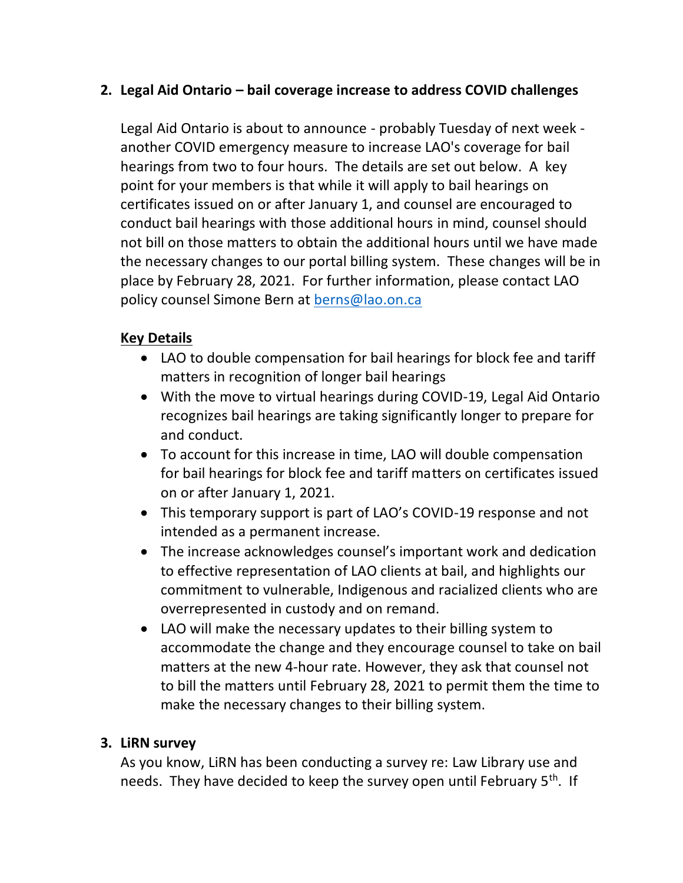2. **Legal Aid Ontario – bail coverage increase to address COVID challenges**

   Legal Aid Ontario is about to announce - probably Tuesday of next week - another COVID emergency measure to increase LAO's coverage for bail hearings from two to four hours. The details are set out below. A key point for your members is that while it will apply to bail hearings on certificates issued on or after January 1, and counsel are encouraged to conduct bail hearings with those additional hours in mind, counsel should not bill on those matters to obtain the additional hours until we have made the necessary changes to our portal billing system. These changes will be in place by February 28, 2021. For further information, please contact LAO policy counsel Simone Bern at berns@lao.on.ca

   **Key Details**

   - LAO to double compensation for bail hearings for block fee and tariff matters in recognition of longer bail hearings
   - With the move to virtual hearings during COVID-19, Legal Aid Ontario recognizes bail hearings are taking significantly longer to prepare for and conduct.
   - To account for this increase in time, LAO will double compensation for bail hearings for block fee and tariff matters on certificates issued on or after January 1, 2021.
   - This temporary support is part of LAO's COVID-19 response and not intended as a permanent increase.
   - The increase acknowledges counsel's important work and dedication to effective representation of LAO clients at bail, and highlights our commitment to vulnerable, Indigenous and racialized clients who are overrepresented in custody and on remand.
   - LAO will make the necessary updates to their billing system to accommodate the change and they encourage counsel to take on bail matters at the new 4-hour rate. However, they ask that counsel not to bill the matters until February 28, 2021 to permit them the time to make the necessary changes to their billing system.

3. **LiRN survey**

   As you know, LiRN has been conducting a survey re: Law Library use and needs. They have decided to keep the survey open until February 5th. If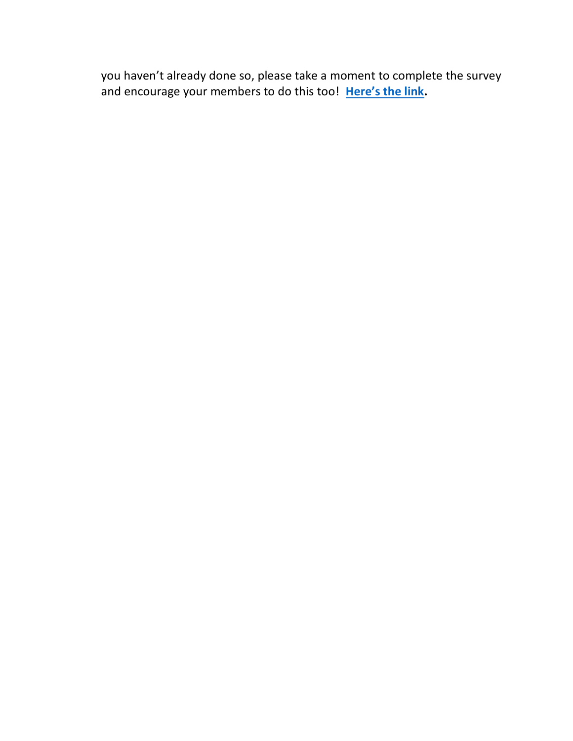you haven't already done so, please take a moment to complete the survey and encourage your members to do this too! **Here's the link.**